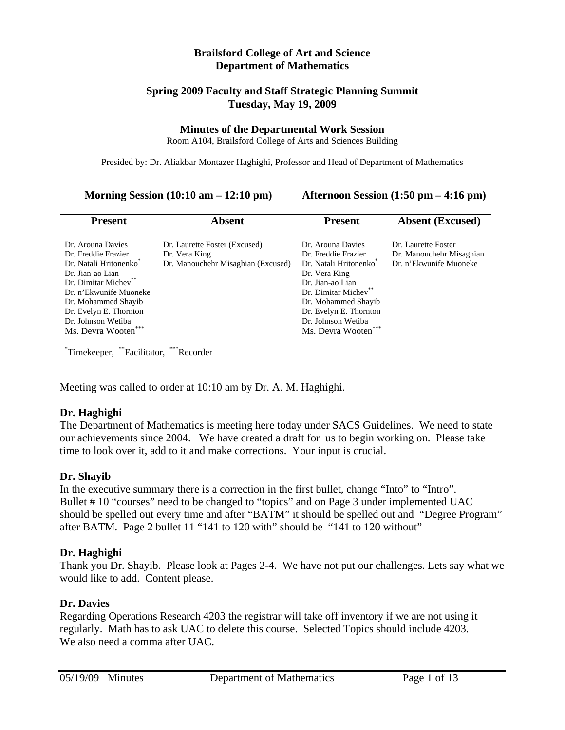**Brailsford College of Art and Science**
**Department of Mathematics**

**Spring 2009 Faculty and Staff Strategic Planning Summit**
**Tuesday, May 19, 2009**

**Minutes of the Departmental Work Session**
Room A104, Brailsford College of Arts and Sciences Building

Presided by: Dr. Aliakbar Montazer Haghighi, Professor and Head of Department of Mathematics

| Morning Session (10:10 am – 12:10 pm) | | Afternoon Session (1:50 pm – 4:16 pm) | |
|---|---|---|---|
| **Present** | **Absent** | **Present** | **Absent (Excused)** |
| Dr. Arouna Davies | Dr. Laurette Foster (Excused) | Dr. Arouna Davies | Dr. Laurette Foster |
| Dr. Freddie Frazier | Dr. Vera King | Dr. Freddie Frazier | Dr. Manouchehr Misaghian |
| Dr. Natali Hritonenko* | Dr. Manouchehr Misaghian (Excused) | Dr. Natali Hritonenko* | Dr. n'Ekwunife Muoneke |
| Dr. Jian-ao Lian | | Dr. Vera King | |
| Dr. Dimitar Michev** | | Dr. Jian-ao Lian | |
| Dr. n'Ekwunife Muoneke | | Dr. Dimitar Michev** | |
| Dr. Mohammed Shayib | | Dr. Mohammed Shayib | |
| Dr. Evelyn E. Thornton | | Dr. Evelyn E. Thornton | |
| Dr. Johnson Wetiba | | Dr. Johnson Wetiba | |
| Ms. Devra Wooten*** | | Ms. Devra Wooten*** | |

*Timekeeper, **Facilitator, ***Recorder

Meeting was called to order at 10:10 am by Dr. A. M. Haghighi.

**Dr. Haghighi**
The Department of Mathematics is meeting here today under SACS Guidelines. We need to state our achievements since 2004. We have created a draft for us to begin working on. Please take time to look over it, add to it and make corrections. Your input is crucial.

**Dr. Shayib**
In the executive summary there is a correction in the first bullet, change "Into" to "Intro". Bullet # 10 "courses" need to be changed to "topics" and on Page 3 under implemented UAC should be spelled out every time and after "BATM" it should be spelled out and "Degree Program" after BATM. Page 2 bullet 11 "141 to 120 with" should be "141 to 120 without"

**Dr. Haghighi**
Thank you Dr. Shayib. Please look at Pages 2-4. We have not put our challenges. Lets say what we would like to add. Content please.

**Dr. Davies**
Regarding Operations Research 4203 the registrar will take off inventory if we are not using it regularly. Math has to ask UAC to delete this course. Selected Topics should include 4203. We also need a comma after UAC.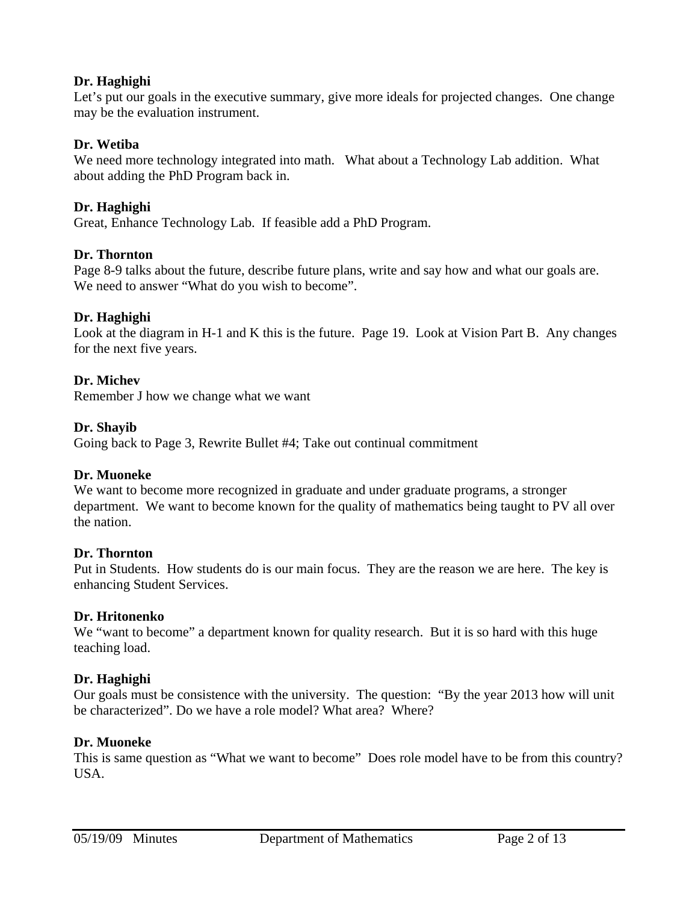**Dr. Haghighi**
Let's put our goals in the executive summary, give more ideals for projected changes. One change may be the evaluation instrument.

**Dr. Wetiba**
We need more technology integrated into math. What about a Technology Lab addition. What about adding the PhD Program back in.

**Dr. Haghighi**
Great, Enhance Technology Lab. If feasible add a PhD Program.

**Dr. Thornton**
Page 8-9 talks about the future, describe future plans, write and say how and what our goals are. We need to answer "What do you wish to become".

**Dr. Haghighi**
Look at the diagram in H-1 and K this is the future. Page 19. Look at Vision Part B. Any changes for the next five years.

**Dr. Michev**
Remember J how we change what we want

**Dr. Shayib**
Going back to Page 3, Rewrite Bullet #4; Take out continual commitment

**Dr. Muoneke**
We want to become more recognized in graduate and under graduate programs, a stronger department. We want to become known for the quality of mathematics being taught to PV all over the nation.

**Dr. Thornton**
Put in Students. How students do is our main focus. They are the reason we are here. The key is enhancing Student Services.

**Dr. Hritonenko**
We "want to become" a department known for quality research. But it is so hard with this huge teaching load.

**Dr. Haghighi**
Our goals must be consistence with the university. The question: "By the year 2013 how will unit be characterized". Do we have a role model? What area? Where?

**Dr. Muoneke**
This is same question as "What we want to become" Does role model have to be from this country? USA.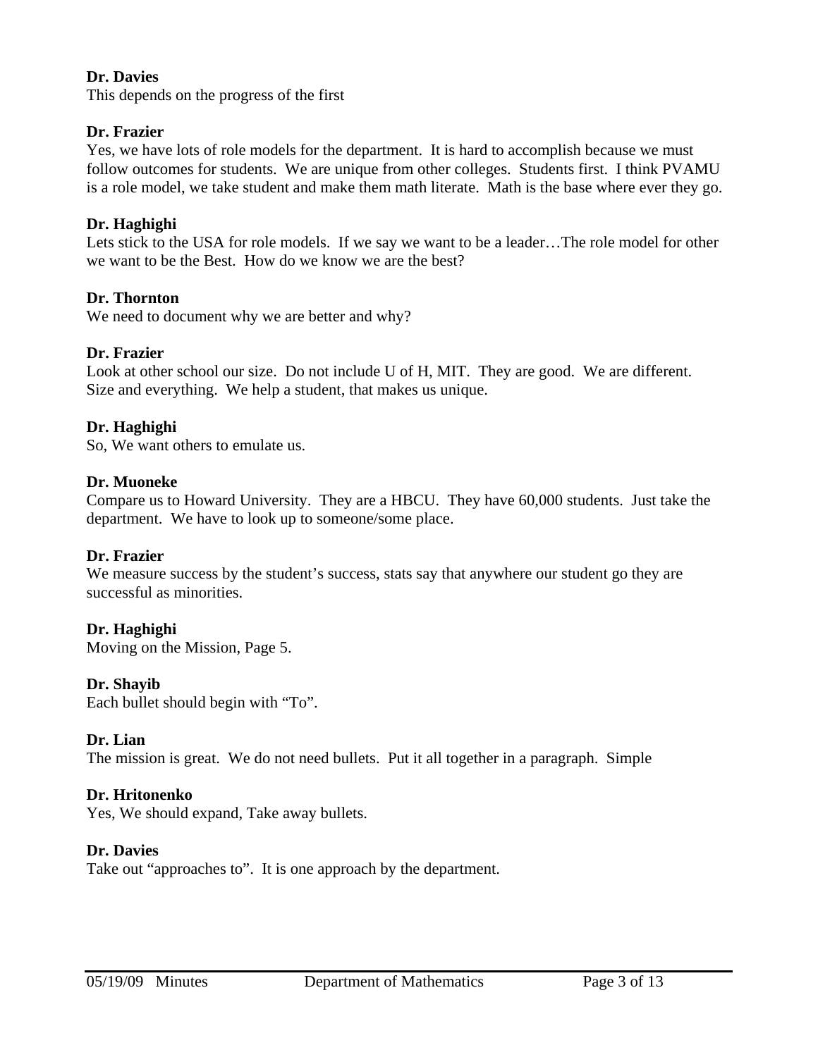**Dr. Davies**
This depends on the progress of the first

**Dr. Frazier**
Yes, we have lots of role models for the department. It is hard to accomplish because we must follow outcomes for students. We are unique from other colleges. Students first. I think PVAMU is a role model, we take student and make them math literate. Math is the base where ever they go.

**Dr. Haghighi**
Lets stick to the USA for role models. If we say we want to be a leader…The role model for other we want to be the Best. How do we know we are the best?

**Dr. Thornton**
We need to document why we are better and why?

**Dr. Frazier**
Look at other school our size. Do not include U of H, MIT. They are good. We are different. Size and everything. We help a student, that makes us unique.

**Dr. Haghighi**
So, We want others to emulate us.

**Dr. Muoneke**
Compare us to Howard University. They are a HBCU. They have 60,000 students. Just take the department. We have to look up to someone/some place.

**Dr. Frazier**
We measure success by the student's success, stats say that anywhere our student go they are successful as minorities.

**Dr. Haghighi**
Moving on the Mission, Page 5.

**Dr. Shayib**
Each bullet should begin with "To".

**Dr. Lian**
The mission is great. We do not need bullets. Put it all together in a paragraph. Simple

**Dr. Hritonenko**
Yes, We should expand, Take away bullets.

**Dr. Davies**
Take out "approaches to". It is one approach by the department.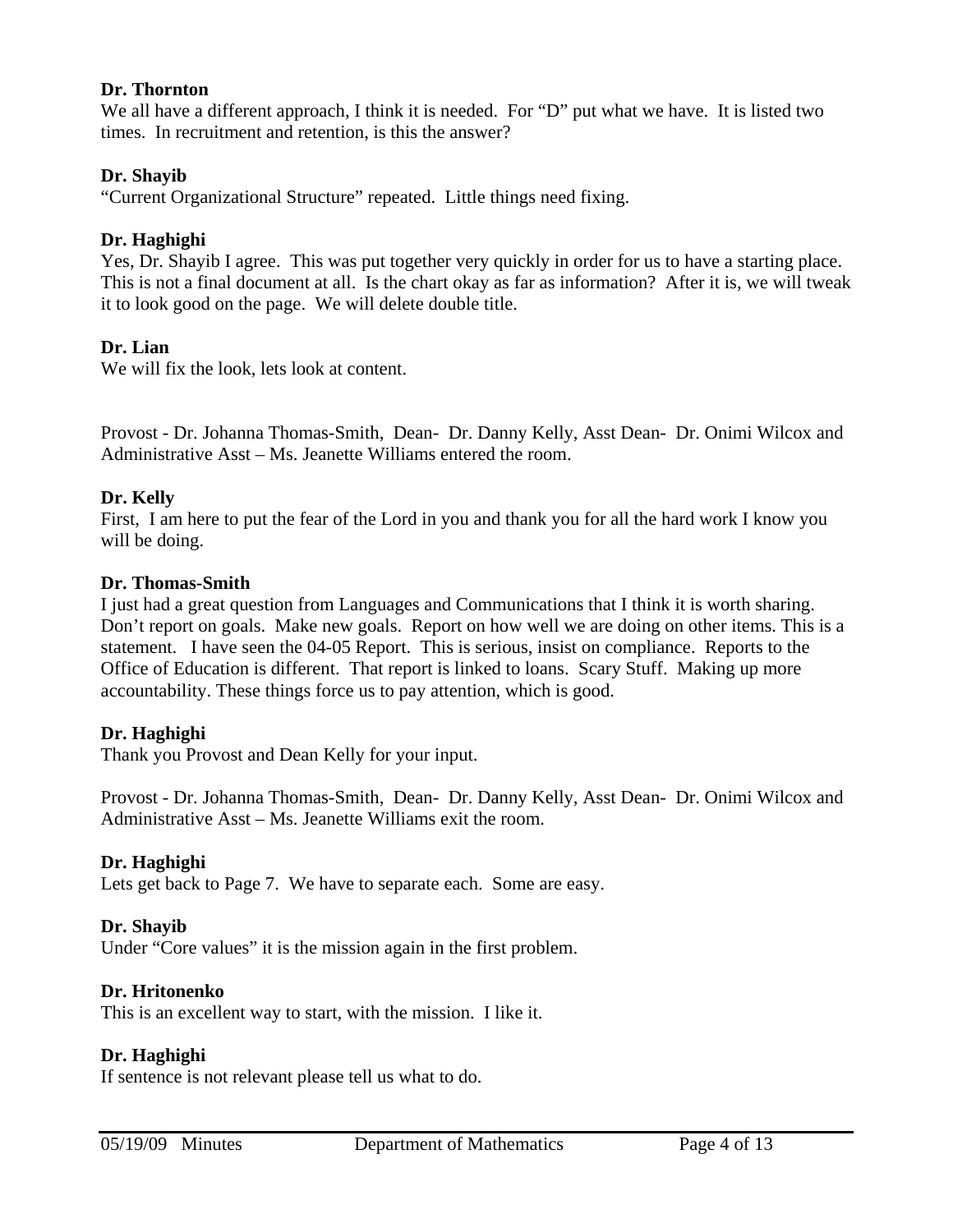**Dr. Thornton**
We all have a different approach, I think it is needed. For "D" put what we have. It is listed two times. In recruitment and retention, is this the answer?

**Dr. Shayib**
"Current Organizational Structure" repeated. Little things need fixing.

**Dr. Haghighi**
Yes, Dr. Shayib I agree. This was put together very quickly in order for us to have a starting place. This is not a final document at all. Is the chart okay as far as information? After it is, we will tweak it to look good on the page. We will delete double title.

**Dr. Lian**
We will fix the look, lets look at content.

Provost - Dr. Johanna Thomas-Smith, Dean- Dr. Danny Kelly, Asst Dean- Dr. Onimi Wilcox and Administrative Asst – Ms. Jeanette Williams entered the room.

**Dr. Kelly**
First, I am here to put the fear of the Lord in you and thank you for all the hard work I know you will be doing.

**Dr. Thomas-Smith**
I just had a great question from Languages and Communications that I think it is worth sharing. Don't report on goals. Make new goals. Report on how well we are doing on other items. This is a statement. I have seen the 04-05 Report. This is serious, insist on compliance. Reports to the Office of Education is different. That report is linked to loans. Scary Stuff. Making up more accountability. These things force us to pay attention, which is good.

**Dr. Haghighi**
Thank you Provost and Dean Kelly for your input.

Provost - Dr. Johanna Thomas-Smith, Dean- Dr. Danny Kelly, Asst Dean- Dr. Onimi Wilcox and Administrative Asst – Ms. Jeanette Williams exit the room.

**Dr. Haghighi**
Lets get back to Page 7. We have to separate each. Some are easy.

**Dr. Shayib**
Under "Core values" it is the mission again in the first problem.

**Dr. Hritonenko**
This is an excellent way to start, with the mission. I like it.

**Dr. Haghighi**
If sentence is not relevant please tell us what to do.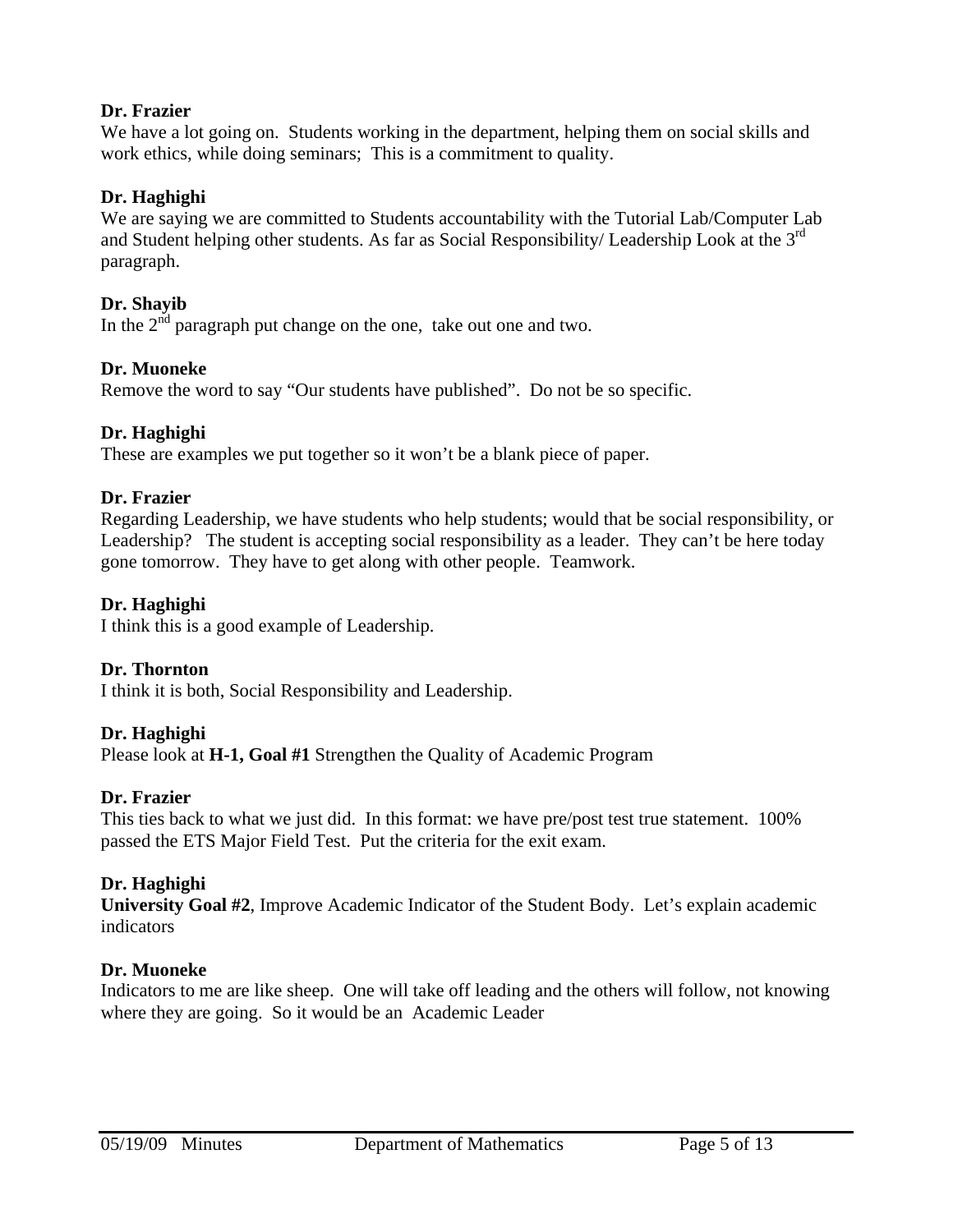**Dr. Frazier**
We have a lot going on. Students working in the department, helping them on social skills and work ethics, while doing seminars; This is a commitment to quality.

**Dr. Haghighi**
We are saying we are committed to Students accountability with the Tutorial Lab/Computer Lab and Student helping other students. As far as Social Responsibility/ Leadership Look at the 3rd paragraph.

**Dr. Shayib**
In the 2nd paragraph put change on the one, take out one and two.

**Dr. Muoneke**
Remove the word to say "Our students have published". Do not be so specific.

**Dr. Haghighi**
These are examples we put together so it won't be a blank piece of paper.

**Dr. Frazier**
Regarding Leadership, we have students who help students; would that be social responsibility, or Leadership? The student is accepting social responsibility as a leader. They can't be here today gone tomorrow. They have to get along with other people. Teamwork.

**Dr. Haghighi**
I think this is a good example of Leadership.

**Dr. Thornton**
I think it is both, Social Responsibility and Leadership.

**Dr. Haghighi**
Please look at **H-1, Goal #1** Strengthen the Quality of Academic Program

**Dr. Frazier**
This ties back to what we just did. In this format: we have pre/post test true statement. 100% passed the ETS Major Field Test. Put the criteria for the exit exam.

**Dr. Haghighi**
**University Goal #2**, Improve Academic Indicator of the Student Body. Let's explain academic indicators

**Dr. Muoneke**
Indicators to me are like sheep. One will take off leading and the others will follow, not knowing where they are going. So it would be an Academic Leader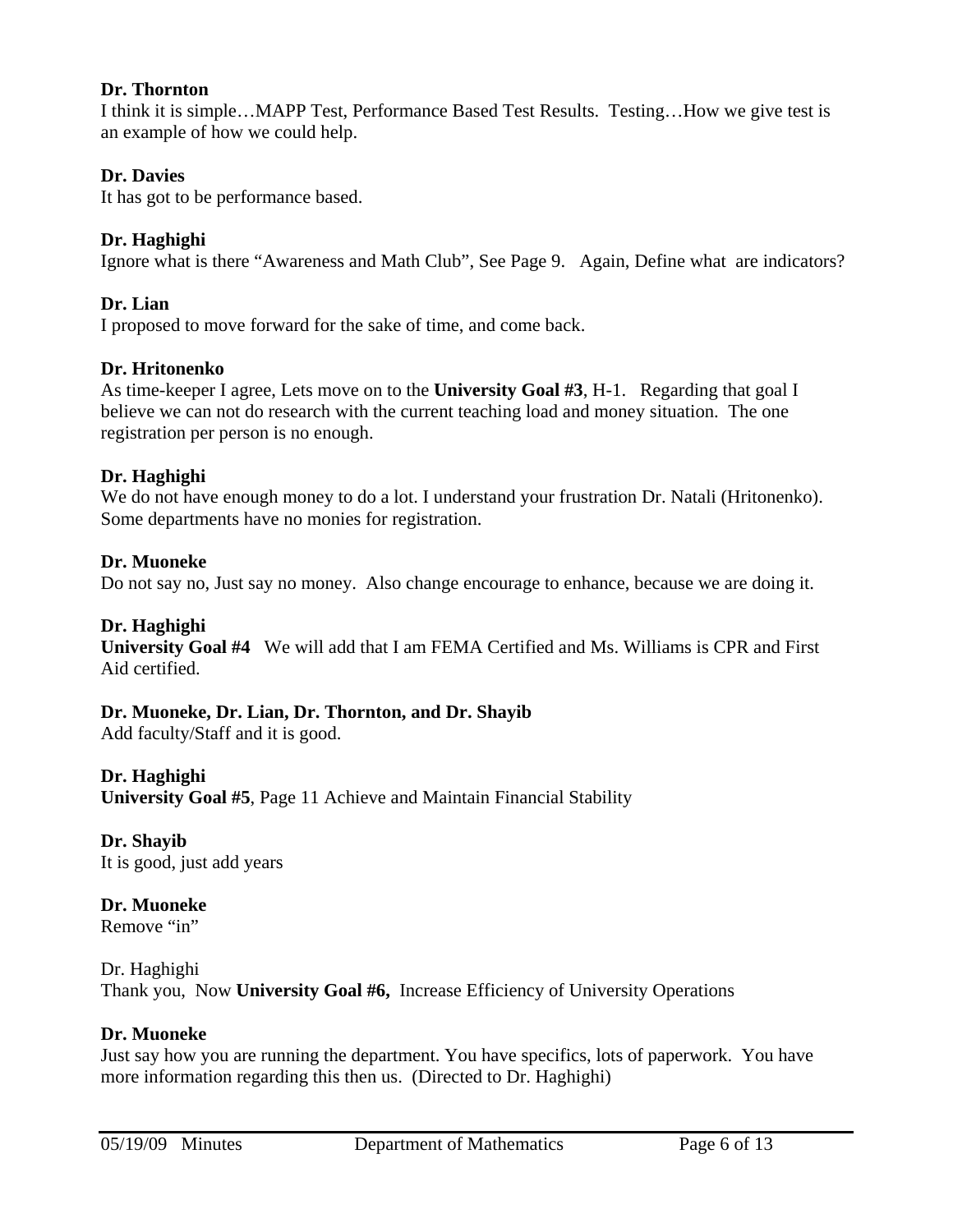**Dr. Thornton**
I think it is simple…MAPP Test, Performance Based Test Results. Testing…How we give test is an example of how we could help.

**Dr. Davies**
It has got to be performance based.

**Dr. Haghighi**
Ignore what is there "Awareness and Math Club", See Page 9. Again, Define what are indicators?

**Dr. Lian**
I proposed to move forward for the sake of time, and come back.

**Dr. Hritonenko**
As time-keeper I agree, Lets move on to the **University Goal #3**, H-1. Regarding that goal I believe we can not do research with the current teaching load and money situation. The one registration per person is no enough.

**Dr. Haghighi**
We do not have enough money to do a lot. I understand your frustration Dr. Natali (Hritonenko). Some departments have no monies for registration.

**Dr. Muoneke**
Do not say no, Just say no money. Also change encourage to enhance, because we are doing it.

**Dr. Haghighi**
**University Goal #4** We will add that I am FEMA Certified and Ms. Williams is CPR and First Aid certified.

**Dr. Muoneke, Dr. Lian, Dr. Thornton, and Dr. Shayib**
Add faculty/Staff and it is good.

**Dr. Haghighi**
**University Goal #5**, Page 11 Achieve and Maintain Financial Stability

**Dr. Shayib**
It is good, just add years

**Dr. Muoneke**
Remove "in"

Dr. Haghighi
Thank you, Now **University Goal #6,** Increase Efficiency of University Operations

**Dr. Muoneke**
Just say how you are running the department. You have specifics, lots of paperwork. You have more information regarding this then us. (Directed to Dr. Haghighi)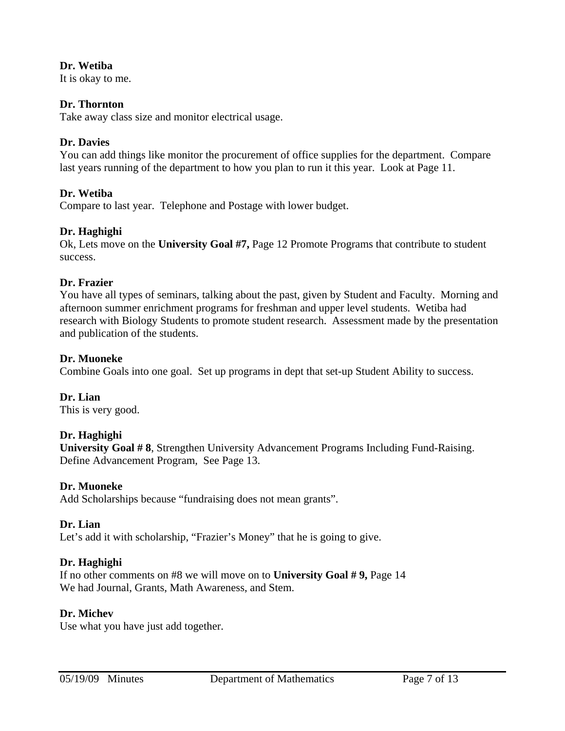**Dr. Wetiba**
It is okay to me.

**Dr. Thornton**
Take away class size and monitor electrical usage.

**Dr. Davies**
You can add things like monitor the procurement of office supplies for the department. Compare last years running of the department to how you plan to run it this year. Look at Page 11.

**Dr. Wetiba**
Compare to last year. Telephone and Postage with lower budget.

**Dr. Haghighi**
Ok, Lets move on the **University Goal #7,** Page 12 Promote Programs that contribute to student success.

**Dr. Frazier**
You have all types of seminars, talking about the past, given by Student and Faculty. Morning and afternoon summer enrichment programs for freshman and upper level students. Wetiba had research with Biology Students to promote student research. Assessment made by the presentation and publication of the students.

**Dr. Muoneke**
Combine Goals into one goal. Set up programs in dept that set-up Student Ability to success.

**Dr. Lian**
This is very good.

**Dr. Haghighi**
**University Goal # 8**, Strengthen University Advancement Programs Including Fund-Raising. Define Advancement Program, See Page 13.

**Dr. Muoneke**
Add Scholarships because "fundraising does not mean grants".

**Dr. Lian**
Let's add it with scholarship, "Frazier's Money" that he is going to give.

**Dr. Haghighi**
If no other comments on #8 we will move on to **University Goal # 9,** Page 14
We had Journal, Grants, Math Awareness, and Stem.

**Dr. Michev**
Use what you have just add together.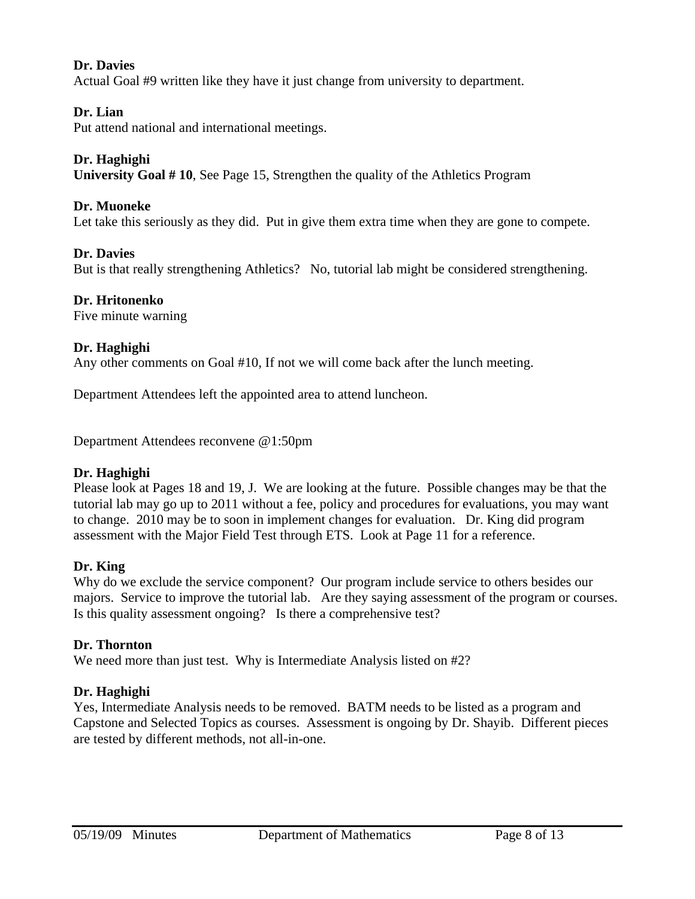**Dr. Davies**
Actual Goal #9 written like they have it just change from university to department.

**Dr. Lian**
Put attend national and international meetings.

**Dr. Haghighi**
**University Goal # 10**, See Page 15, Strengthen the quality of the Athletics Program

**Dr. Muoneke**
Let take this seriously as they did. Put in give them extra time when they are gone to compete.

**Dr. Davies**
But is that really strengthening Athletics? No, tutorial lab might be considered strengthening.

**Dr. Hritonenko**
Five minute warning

**Dr. Haghighi**
Any other comments on Goal #10, If not we will come back after the lunch meeting.

Department Attendees left the appointed area to attend luncheon.

Department Attendees reconvene @1:50pm

**Dr. Haghighi**
Please look at Pages 18 and 19, J. We are looking at the future. Possible changes may be that the tutorial lab may go up to 2011 without a fee, policy and procedures for evaluations, you may want to change. 2010 may be to soon in implement changes for evaluation. Dr. King did program assessment with the Major Field Test through ETS. Look at Page 11 for a reference.

**Dr. King**
Why do we exclude the service component? Our program include service to others besides our majors. Service to improve the tutorial lab. Are they saying assessment of the program or courses. Is this quality assessment ongoing? Is there a comprehensive test?

**Dr. Thornton**
We need more than just test. Why is Intermediate Analysis listed on #2?

**Dr. Haghighi**
Yes, Intermediate Analysis needs to be removed. BATM needs to be listed as a program and Capstone and Selected Topics as courses. Assessment is ongoing by Dr. Shayib. Different pieces are tested by different methods, not all-in-one.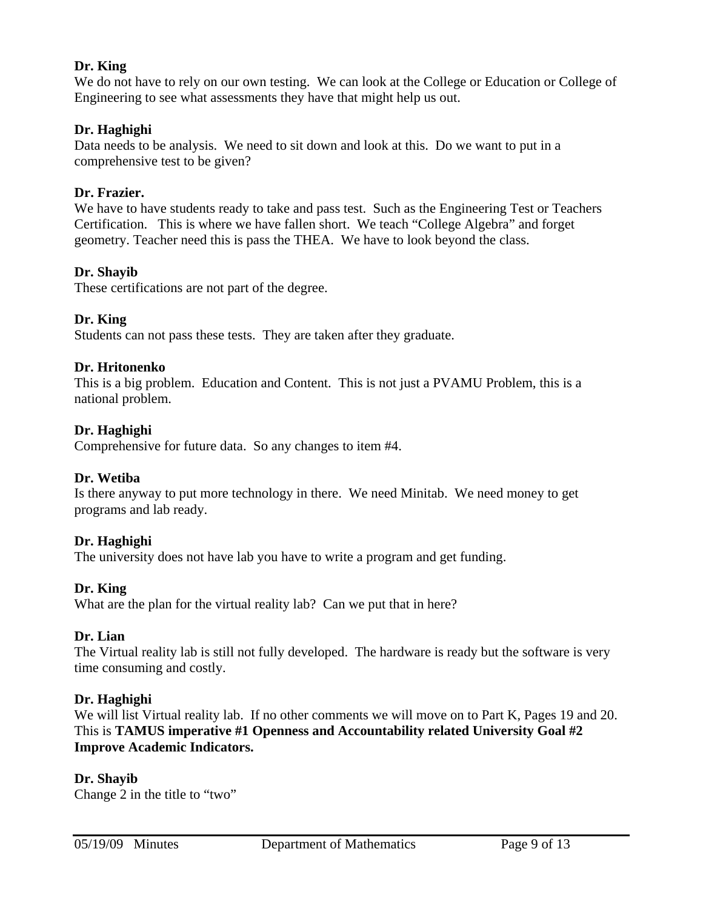**Dr. King**
We do not have to rely on our own testing. We can look at the College or Education or College of Engineering to see what assessments they have that might help us out.

**Dr. Haghighi**
Data needs to be analysis. We need to sit down and look at this. Do we want to put in a comprehensive test to be given?

**Dr. Frazier.**
We have to have students ready to take and pass test. Such as the Engineering Test or Teachers Certification. This is where we have fallen short. We teach "College Algebra" and forget geometry. Teacher need this is pass the THEA. We have to look beyond the class.

**Dr. Shayib**
These certifications are not part of the degree.

**Dr. King**
Students can not pass these tests. They are taken after they graduate.

**Dr. Hritonenko**
This is a big problem. Education and Content. This is not just a PVAMU Problem, this is a national problem.

**Dr. Haghighi**
Comprehensive for future data. So any changes to item #4.

**Dr. Wetiba**
Is there anyway to put more technology in there. We need Minitab. We need money to get programs and lab ready.

**Dr. Haghighi**
The university does not have lab you have to write a program and get funding.

**Dr. King**
What are the plan for the virtual reality lab? Can we put that in here?

**Dr. Lian**
The Virtual reality lab is still not fully developed. The hardware is ready but the software is very time consuming and costly.

**Dr. Haghighi**
We will list Virtual reality lab. If no other comments we will move on to Part K, Pages 19 and 20. This is **TAMUS imperative #1 Openness and Accountability related University Goal #2 Improve Academic Indicators.**

**Dr. Shayib**
Change 2 in the title to "two"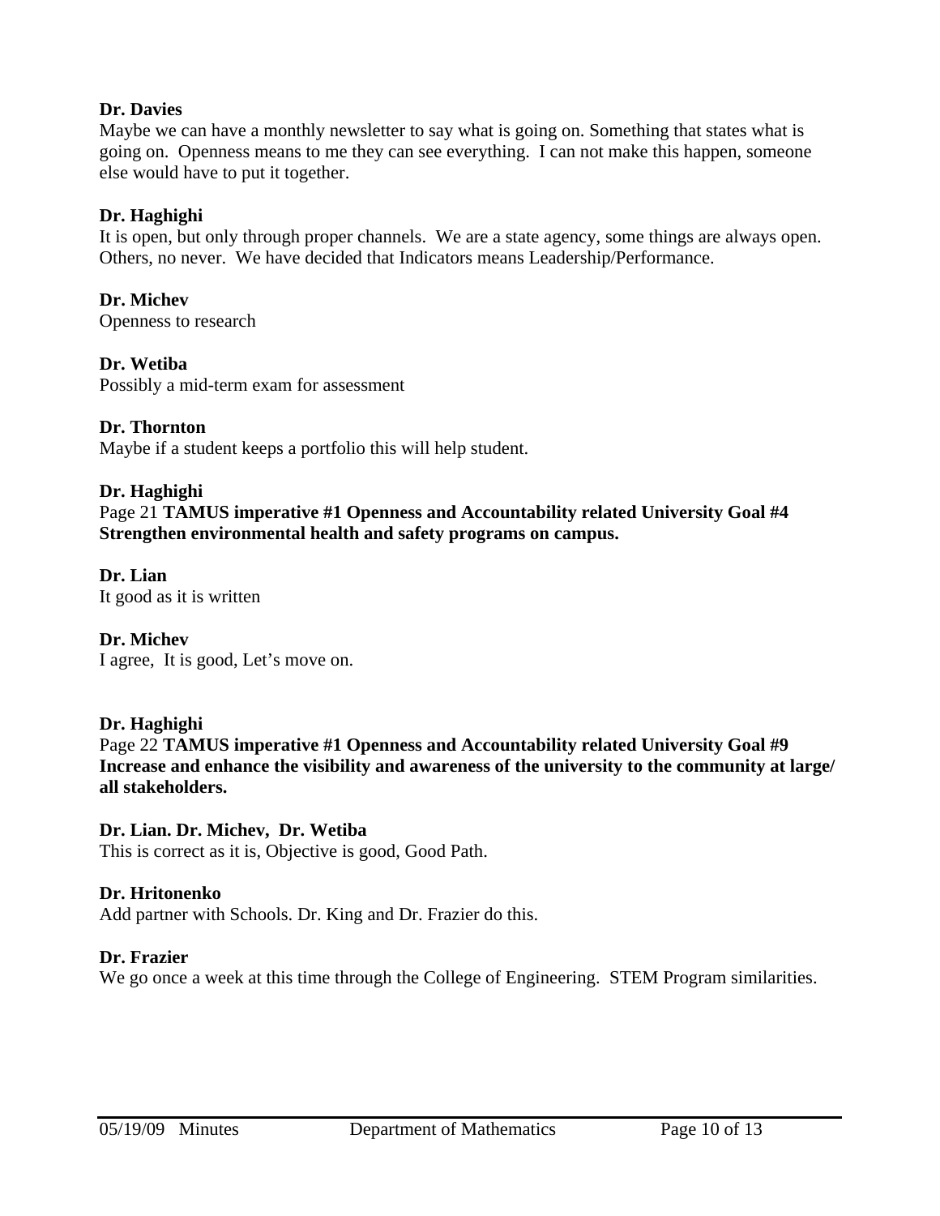**Dr. Davies**
Maybe we can have a monthly newsletter to say what is going on. Something that states what is going on. Openness means to me they can see everything. I can not make this happen, someone else would have to put it together.

**Dr. Haghighi**
It is open, but only through proper channels. We are a state agency, some things are always open. Others, no never. We have decided that Indicators means Leadership/Performance.

**Dr. Michev**
Openness to research

**Dr. Wetiba**
Possibly a mid-term exam for assessment

**Dr. Thornton**
Maybe if a student keeps a portfolio this will help student.

**Dr. Haghighi**
Page 21 **TAMUS imperative #1 Openness and Accountability related University Goal #4 Strengthen environmental health and safety programs on campus.**

**Dr. Lian**
It good as it is written

**Dr. Michev**
I agree, It is good, Let's move on.

**Dr. Haghighi**
Page 22 **TAMUS imperative #1 Openness and Accountability related University Goal #9 Increase and enhance the visibility and awareness of the university to the community at large/ all stakeholders.**

**Dr. Lian. Dr. Michev, Dr. Wetiba**
This is correct as it is, Objective is good, Good Path.

**Dr. Hritonenko**
Add partner with Schools. Dr. King and Dr. Frazier do this.

**Dr. Frazier**
We go once a week at this time through the College of Engineering. STEM Program similarities.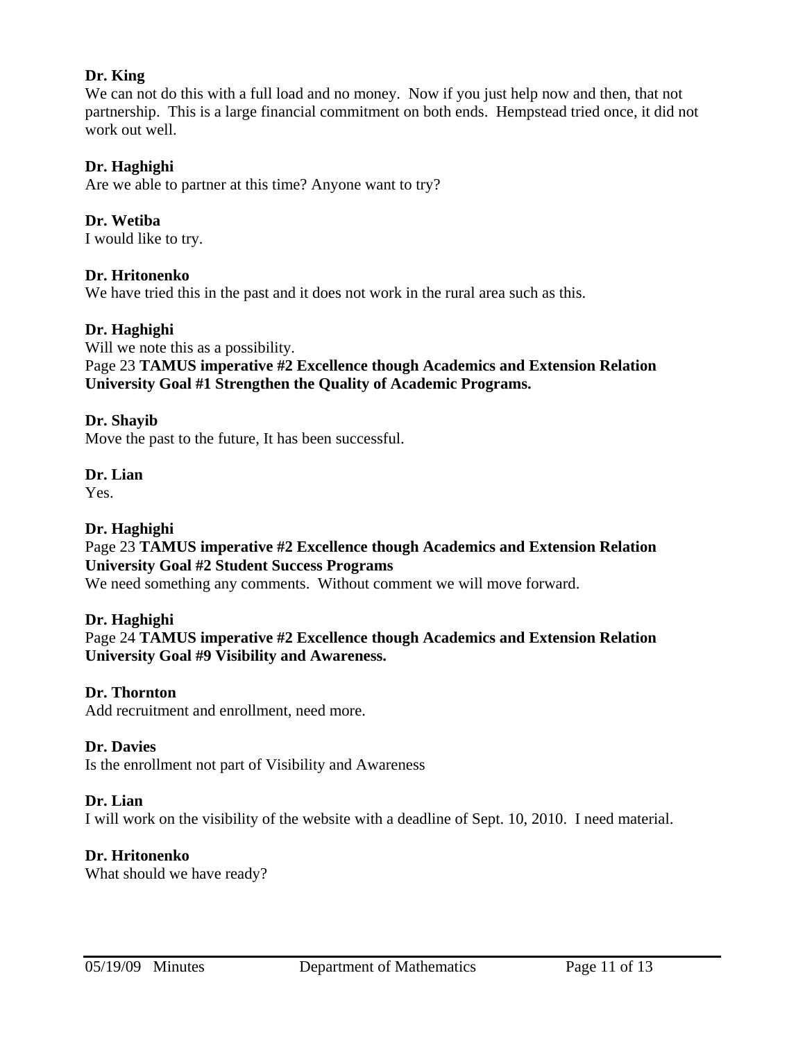**Dr. King**
We can not do this with a full load and no money. Now if you just help now and then, that not partnership. This is a large financial commitment on both ends. Hempstead tried once, it did not work out well.

**Dr. Haghighi**
Are we able to partner at this time? Anyone want to try?

**Dr. Wetiba**
I would like to try.

**Dr. Hritonenko**
We have tried this in the past and it does not work in the rural area such as this.

**Dr. Haghighi**
Will we note this as a possibility.
Page 23 **TAMUS imperative #2 Excellence though Academics and Extension Relation University Goal #1 Strengthen the Quality of Academic Programs.**

**Dr. Shayib**
Move the past to the future, It has been successful.

**Dr. Lian**
Yes.

**Dr. Haghighi**
Page 23 **TAMUS imperative #2 Excellence though Academics and Extension Relation University Goal #2 Student Success Programs**
We need something any comments. Without comment we will move forward.

**Dr. Haghighi**
Page 24 **TAMUS imperative #2 Excellence though Academics and Extension Relation University Goal #9 Visibility and Awareness.**

**Dr. Thornton**
Add recruitment and enrollment, need more.

**Dr. Davies**
Is the enrollment not part of Visibility and Awareness

**Dr. Lian**
I will work on the visibility of the website with a deadline of Sept. 10, 2010. I need material.

**Dr. Hritonenko**
What should we have ready?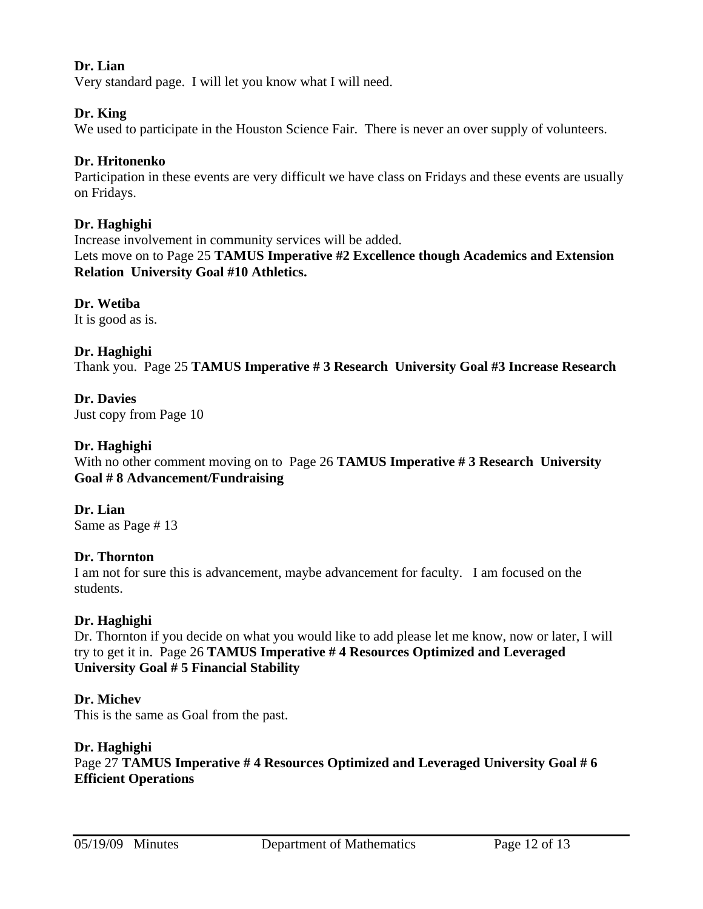**Dr. Lian**
Very standard page. I will let you know what I will need.

**Dr. King**
We used to participate in the Houston Science Fair. There is never an over supply of volunteers.

**Dr. Hritonenko**
Participation in these events are very difficult we have class on Fridays and these events are usually on Fridays.

**Dr. Haghighi**
Increase involvement in community services will be added.
Lets move on to Page 25 **TAMUS Imperative #2 Excellence though Academics and Extension Relation University Goal #10 Athletics.**

**Dr. Wetiba**
It is good as is.

**Dr. Haghighi**
Thank you. Page 25 **TAMUS Imperative # 3 Research University Goal #3 Increase Research**

**Dr. Davies**
Just copy from Page 10

**Dr. Haghighi**
With no other comment moving on to Page 26 **TAMUS Imperative # 3 Research University Goal # 8 Advancement/Fundraising**

**Dr. Lian**
Same as Page # 13

**Dr. Thornton**
I am not for sure this is advancement, maybe advancement for faculty. I am focused on the students.

**Dr. Haghighi**
Dr. Thornton if you decide on what you would like to add please let me know, now or later, I will try to get it in. Page 26 **TAMUS Imperative # 4 Resources Optimized and Leveraged University Goal # 5 Financial Stability**

**Dr. Michev**
This is the same as Goal from the past.

**Dr. Haghighi**
Page 27 **TAMUS Imperative # 4 Resources Optimized and Leveraged University Goal # 6 Efficient Operations**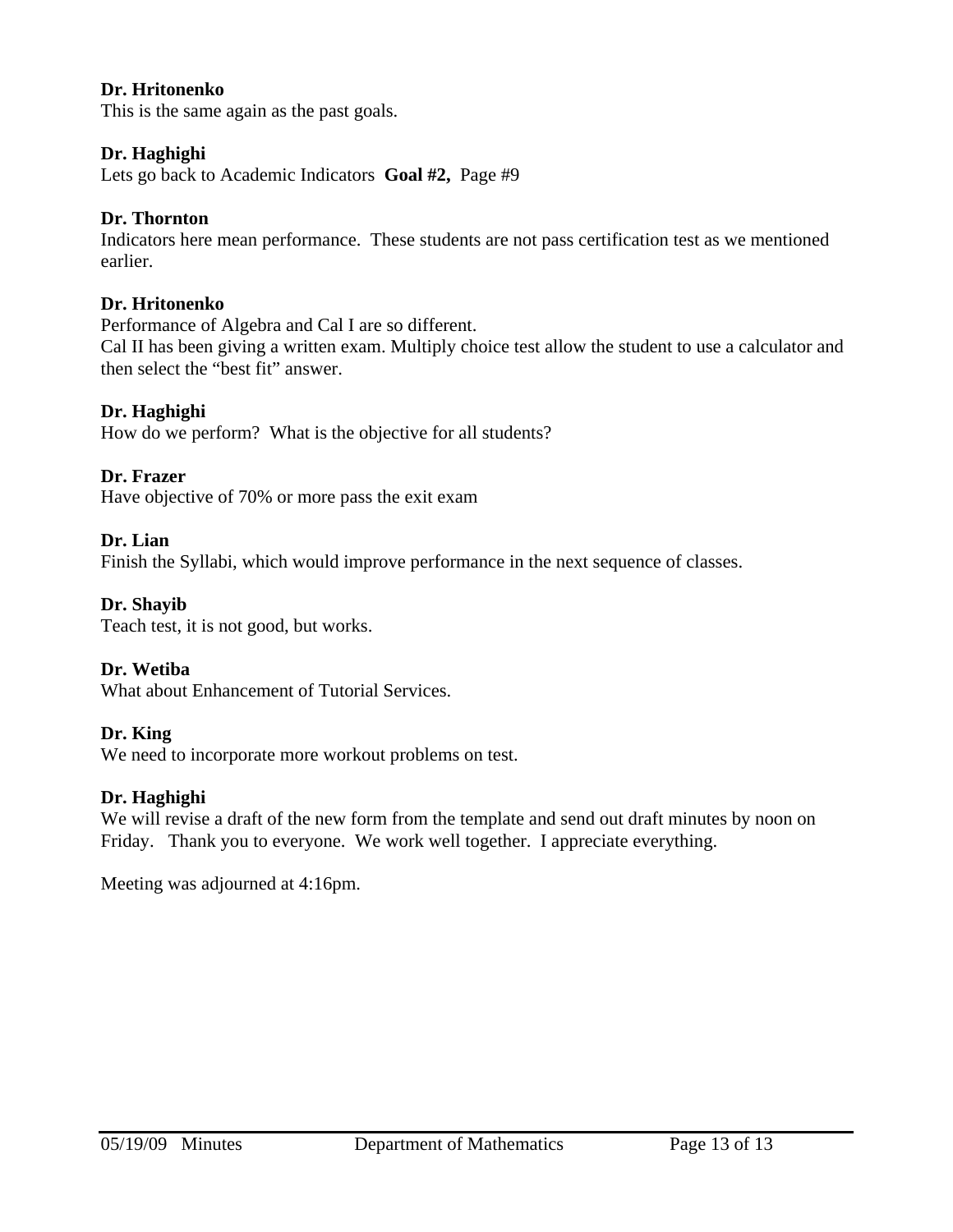**Dr. Hritonenko**
This is the same again as the past goals.

**Dr. Haghighi**
Lets go back to Academic Indicators **Goal #2,** Page #9

**Dr. Thornton**
Indicators here mean performance. These students are not pass certification test as we mentioned earlier.

**Dr. Hritonenko**
Performance of Algebra and Cal I are so different.
Cal II has been giving a written exam. Multiply choice test allow the student to use a calculator and then select the "best fit" answer.

**Dr. Haghighi**
How do we perform? What is the objective for all students?

**Dr. Frazer**
Have objective of 70% or more pass the exit exam

**Dr. Lian**
Finish the Syllabi, which would improve performance in the next sequence of classes.

**Dr. Shayib**
Teach test, it is not good, but works.

**Dr. Wetiba**
What about Enhancement of Tutorial Services.

**Dr. King**
We need to incorporate more workout problems on test.

**Dr. Haghighi**
We will revise a draft of the new form from the template and send out draft minutes by noon on Friday. Thank you to everyone. We work well together. I appreciate everything.

Meeting was adjourned at 4:16pm.